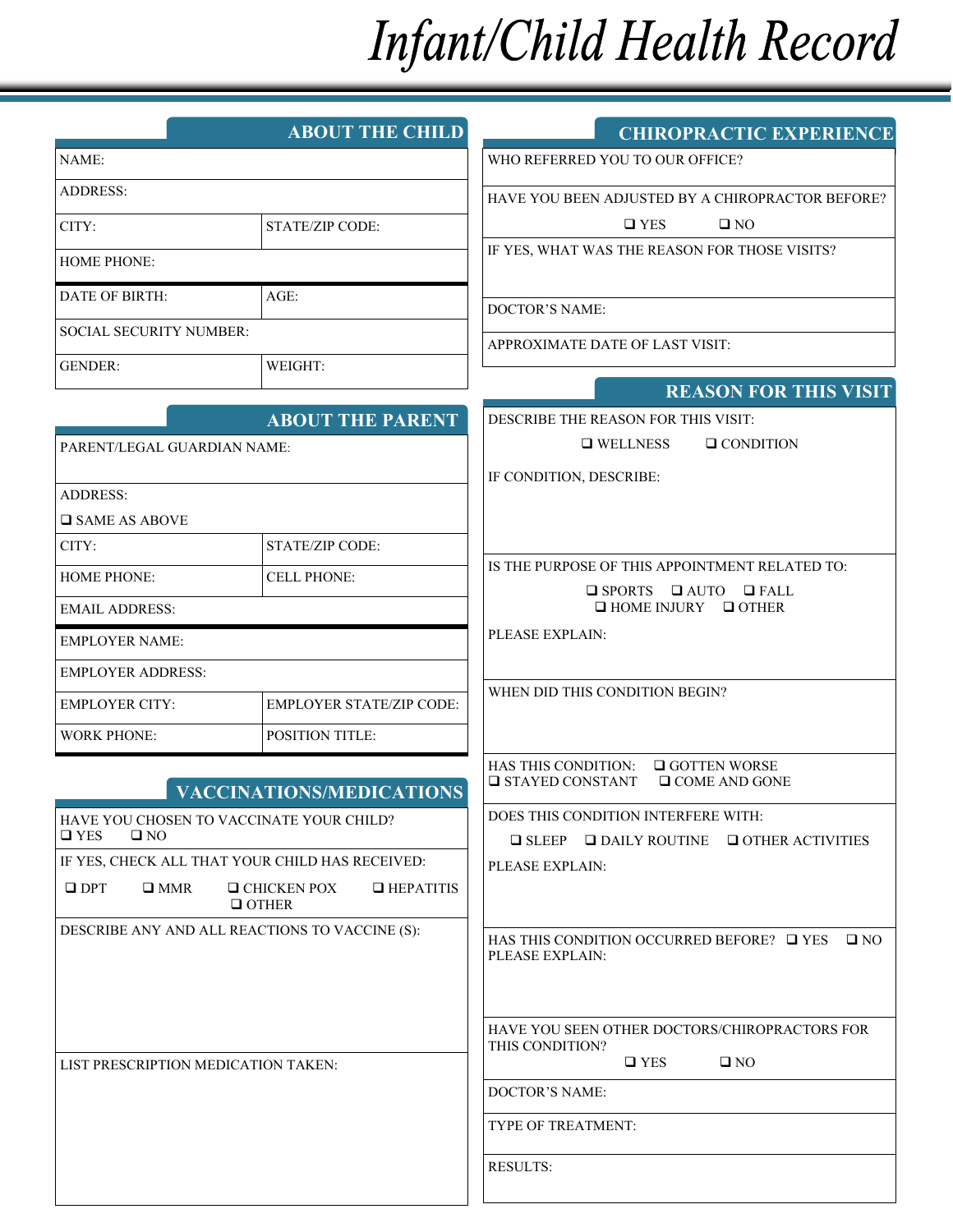# Infant/Child Health Record

## ABOUT THE CHILD

| | |
|---|---|
| NAME: | |
| ADDRESS: | |
| CITY: | STATE/ZIP CODE: |
| HOME PHONE: | |
| DATE OF BIRTH: | AGE: |
| SOCIAL SECURITY NUMBER: | |
| GENDER: | WEIGHT: |

## ABOUT THE PARENT

| | |
|---|---|
| PARENT/LEGAL GUARDIAN NAME: | |
| ADDRESS: ❑ SAME AS ABOVE | |
| CITY: | STATE/ZIP CODE: |
| HOME PHONE: | CELL PHONE: |
| EMAIL ADDRESS: | |
| EMPLOYER NAME: | |
| EMPLOYER ADDRESS: | |
| EMPLOYER CITY: | EMPLOYER STATE/ZIP CODE: |
| WORK PHONE: | POSITION TITLE: |

## VACCINATIONS/MEDICATIONS

HAVE YOU CHOSEN TO VACCINATE YOUR CHILD?
❑ YES ❑ NO

IF YES, CHECK ALL THAT YOUR CHILD HAS RECEIVED:

❑ DPT ❑ MMR ❑ CHICKEN POX ❑ HEPATITIS ❑ OTHER

DESCRIBE ANY AND ALL REACTIONS TO VACCINE (S):

LIST PRESCRIPTION MEDICATION TAKEN:

## CHIROPRACTIC EXPERIENCE

WHO REFERRED YOU TO OUR OFFICE?

HAVE YOU BEEN ADJUSTED BY A CHIROPRACTOR BEFORE?
❑ YES ❑ NO

IF YES, WHAT WAS THE REASON FOR THOSE VISITS?

DOCTOR'S NAME:

APPROXIMATE DATE OF LAST VISIT:

## REASON FOR THIS VISIT

DESCRIBE THE REASON FOR THIS VISIT:
❑ WELLNESS ❑ CONDITION

IF CONDITION, DESCRIBE:

IS THE PURPOSE OF THIS APPOINTMENT RELATED TO:
❑ SPORTS ❑ AUTO ❑ FALL
❑ HOME INJURY ❑ OTHER

PLEASE EXPLAIN:

WHEN DID THIS CONDITION BEGIN?

HAS THIS CONDITION: ❑ GOTTEN WORSE
❑ STAYED CONSTANT ❑ COME AND GONE

DOES THIS CONDITION INTERFERE WITH:
❑ SLEEP ❑ DAILY ROUTINE ❑ OTHER ACTIVITIES

PLEASE EXPLAIN:

HAS THIS CONDITION OCCURRED BEFORE? ❑ YES ❑ NO
PLEASE EXPLAIN:

HAVE YOU SEEN OTHER DOCTORS/CHIROPRACTORS FOR THIS CONDITION?
❑ YES ❑ NO

DOCTOR'S NAME:

TYPE OF TREATMENT:

RESULTS: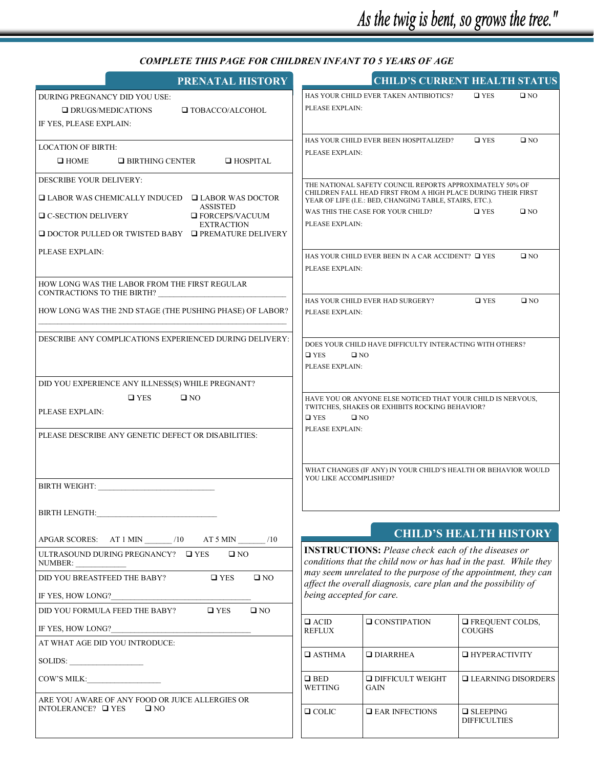*As the twig is bent, so grows the tree."*

***COMPLETE THIS PAGE FOR CHILDREN INFANT TO 5 YEARS OF AGE***

## PRENATAL HISTORY

DURING PREGNANCY DID YOU USE:

❑ DRUGS/MEDICATIONS ❑ TOBACCO/ALCOHOL

IF YES, PLEASE EXPLAIN:

LOCATION OF BIRTH:

❑ HOME ❑ BIRTHING CENTER ❑ HOSPITAL

DESCRIBE YOUR DELIVERY:

❑ LABOR WAS CHEMICALLY INDUCED ❑ LABOR WAS DOCTOR ASSISTED

❑ C-SECTION DELIVERY ❑ FORCEPS/VACUUM EXTRACTION

❑ DOCTOR PULLED OR TWISTED BABY ❑ PREMATURE DELIVERY

PLEASE EXPLAIN:

HOW LONG WAS THE LABOR FROM THE FIRST REGULAR CONTRACTIONS TO THE BIRTH? ______________________________

HOW LONG WAS THE 2ND STAGE (THE PUSHING PHASE) OF LABOR?

______________________________

DESCRIBE ANY COMPLICATIONS EXPERIENCED DURING DELIVERY:

DID YOU EXPERIENCE ANY ILLNESS(S) WHILE PREGNANT?

❑ YES ❑ NO

PLEASE EXPLAIN:

PLEASE DESCRIBE ANY GENETIC DEFECT OR DISABILITIES:

BIRTH WEIGHT: ______________________________

BIRTH LENGTH: ______________________________

APGAR SCORES: AT 1 MIN ______ /10 AT 5 MIN ______ /10

ULTRASOUND DURING PREGNANCY? ❑ YES ❑ NO
NUMBER: ____________

DID YOU BREASTFEED THE BABY? ❑ YES ❑ NO

IF YES, HOW LONG? ______________________________

DID YOU FORMULA FEED THE BABY? ❑ YES ❑ NO

IF YES, HOW LONG? ______________________________

AT WHAT AGE DID YOU INTRODUCE:

SOLIDS: __________________

COW'S MILK: __________________

ARE YOU AWARE OF ANY FOOD OR JUICE ALLERGIES OR INTOLERANCE? ❑ YES ❑ NO

## CHILD'S CURRENT HEALTH STATUS

HAS YOUR CHILD EVER TAKEN ANTIBIOTICS? ❑ YES ❑ NO

PLEASE EXPLAIN:

HAS YOUR CHILD EVER BEEN HOSPITALIZED? ❑ YES ❑ NO

PLEASE EXPLAIN:

THE NATIONAL SAFETY COUNCIL REPORTS APPROXIMATELY 50% OF CHILDREN FALL HEAD FIRST FROM A HIGH PLACE DURING THEIR FIRST YEAR OF LIFE (I.E.: BED, CHANGING TABLE, STAIRS, ETC.).

WAS THIS THE CASE FOR YOUR CHILD? ❑ YES ❑ NO

PLEASE EXPLAIN:

HAS YOUR CHILD EVER BEEN IN A CAR ACCIDENT? ❑ YES ❑ NO

PLEASE EXPLAIN:

HAS YOUR CHILD EVER HAD SURGERY? ❑ YES ❑ NO

PLEASE EXPLAIN:

DOES YOUR CHILD HAVE DIFFICULTY INTERACTING WITH OTHERS?

❑ YES ❑ NO

PLEASE EXPLAIN:

HAVE YOU OR ANYONE ELSE NOTICED THAT YOUR CHILD IS NERVOUS, TWITCHES, SHAKES OR EXHIBITS ROCKING BEHAVIOR?

❑ YES ❑ NO

PLEASE EXPLAIN:

WHAT CHANGES (IF ANY) IN YOUR CHILD'S HEALTH OR BEHAVIOR WOULD YOU LIKE ACCOMPLISHED?

## CHILD'S HEALTH HISTORY

**INSTRUCTIONS:** *Please check each of the diseases or conditions that the child now or has had in the past. While they may seem unrelated to the purpose of the appointment, they can affect the overall diagnosis, care plan and the possibility of being accepted for care.*

| | | |
|---|---|---|
| ❑ ACID REFLUX | ❑ CONSTIPATION | ❑ FREQUENT COLDS, COUGHS |
| ❑ ASTHMA | ❑ DIARRHEA | ❑ HYPERACTIVITY |
| ❑ BED WETTING | ❑ DIFFICULT WEIGHT GAIN | ❑ LEARNING DISORDERS |
| ❑ COLIC | ❑ EAR INFECTIONS | ❑ SLEEPING DIFFICULTIES |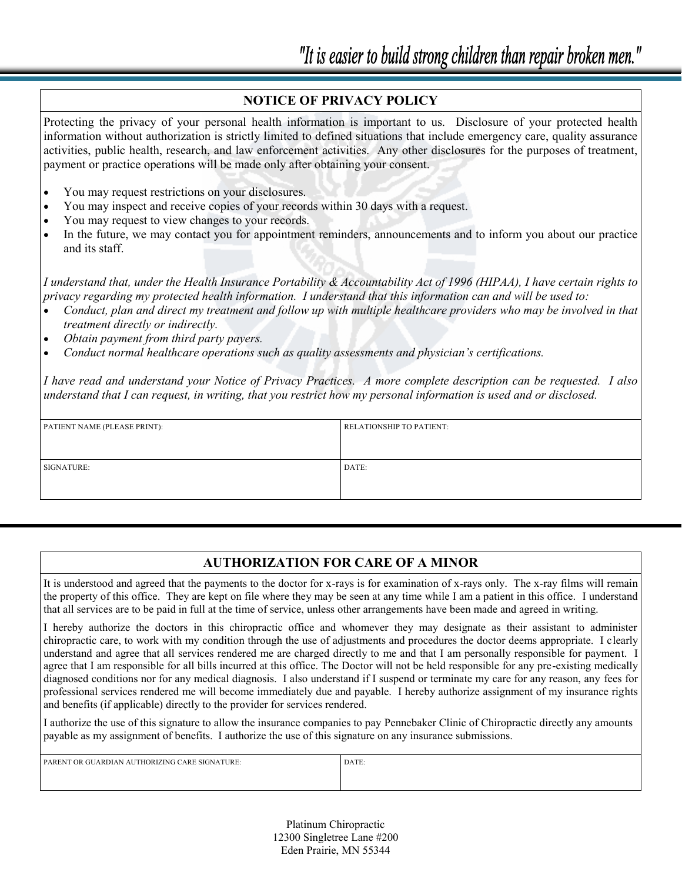"It is easier to build strong children than repair broken men."

## NOTICE OF PRIVACY POLICY

Protecting the privacy of your personal health information is important to us. Disclosure of your protected health information without authorization is strictly limited to defined situations that include emergency care, quality assurance activities, public health, research, and law enforcement activities. Any other disclosures for the purposes of treatment, payment or practice operations will be made only after obtaining your consent.

- You may request restrictions on your disclosures.
- You may inspect and receive copies of your records within 30 days with a request.
- You may request to view changes to your records.
- In the future, we may contact you for appointment reminders, announcements and to inform you about our practice and its staff.

*I understand that, under the Health Insurance Portability & Accountability Act of 1996 (HIPAA), I have certain rights to privacy regarding my protected health information. I understand that this information can and will be used to:*

- *Conduct, plan and direct my treatment and follow up with multiple healthcare providers who may be involved in that treatment directly or indirectly.*
- *Obtain payment from third party payers.*
- *Conduct normal healthcare operations such as quality assessments and physician's certifications.*

*I have read and understand your Notice of Privacy Practices. A more complete description can be requested. I also understand that I can request, in writing, that you restrict how my personal information is used and or disclosed.*

| | |
|---|---|
| PATIENT NAME (PLEASE PRINT): | RELATIONSHIP TO PATIENT: |
| SIGNATURE: | DATE: |

## AUTHORIZATION FOR CARE OF A MINOR

It is understood and agreed that the payments to the doctor for x-rays is for examination of x-rays only. The x-ray films will remain the property of this office. They are kept on file where they may be seen at any time while I am a patient in this office. I understand that all services are to be paid in full at the time of service, unless other arrangements have been made and agreed in writing.

I hereby authorize the doctors in this chiropractic office and whomever they may designate as their assistant to administer chiropractic care, to work with my condition through the use of adjustments and procedures the doctor deems appropriate. I clearly understand and agree that all services rendered me are charged directly to me and that I am personally responsible for payment. I agree that I am responsible for all bills incurred at this office. The Doctor will not be held responsible for any pre-existing medically diagnosed conditions nor for any medical diagnosis. I also understand if I suspend or terminate my care for any reason, any fees for professional services rendered me will become immediately due and payable. I hereby authorize assignment of my insurance rights and benefits (if applicable) directly to the provider for services rendered.

I authorize the use of this signature to allow the insurance companies to pay Pennebaker Clinic of Chiropractic directly any amounts payable as my assignment of benefits. I authorize the use of this signature on any insurance submissions.

| | |
|---|---|
| PARENT OR GUARDIAN AUTHORIZING CARE SIGNATURE: | DATE: |

Platinum Chiropractic
12300 Singletree Lane #200
Eden Prairie, MN 55344